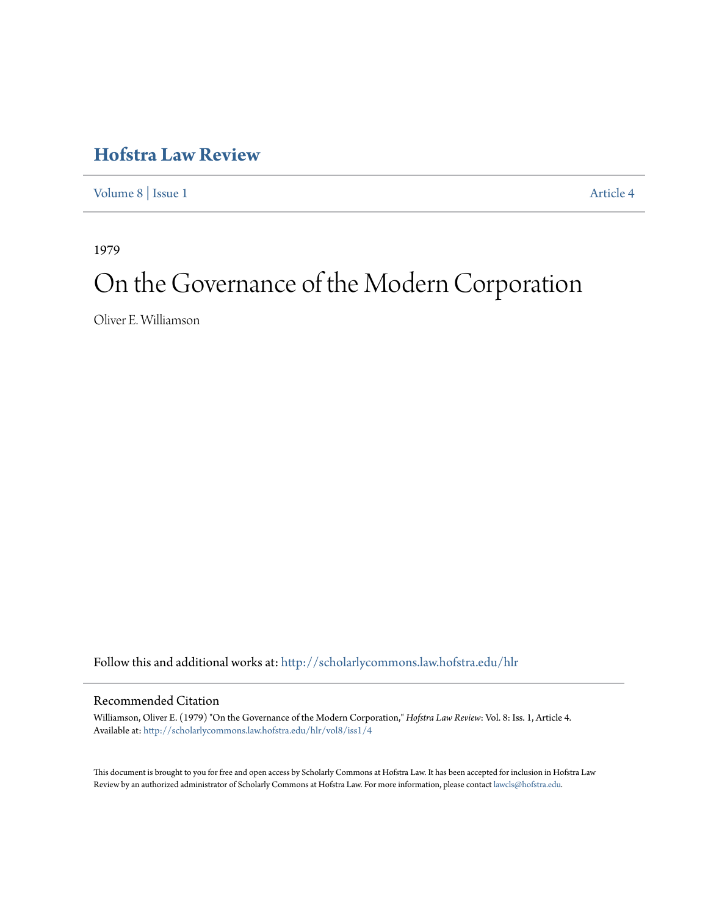# Hofstra Law Review

Volume 8 | Issue 1 Article 4

1979

# On the Governance of the Modern Corporation

Oliver E. Williamson

Follow this and additional works at: http://scholarlycommons.law.hofstra.edu/hlr

## Recommended Citation

Williamson, Oliver E. (1979) "On the Governance of the Modern Corporation," *Hofstra Law Review*: Vol. 8: Iss. 1, Article 4.
Available at: http://scholarlycommons.law.hofstra.edu/hlr/vol8/iss1/4

This document is brought to you for free and open access by Scholarly Commons at Hofstra Law. It has been accepted for inclusion in Hofstra Law Review by an authorized administrator of Scholarly Commons at Hofstra Law. For more information, please contact lawcls@hofstra.edu.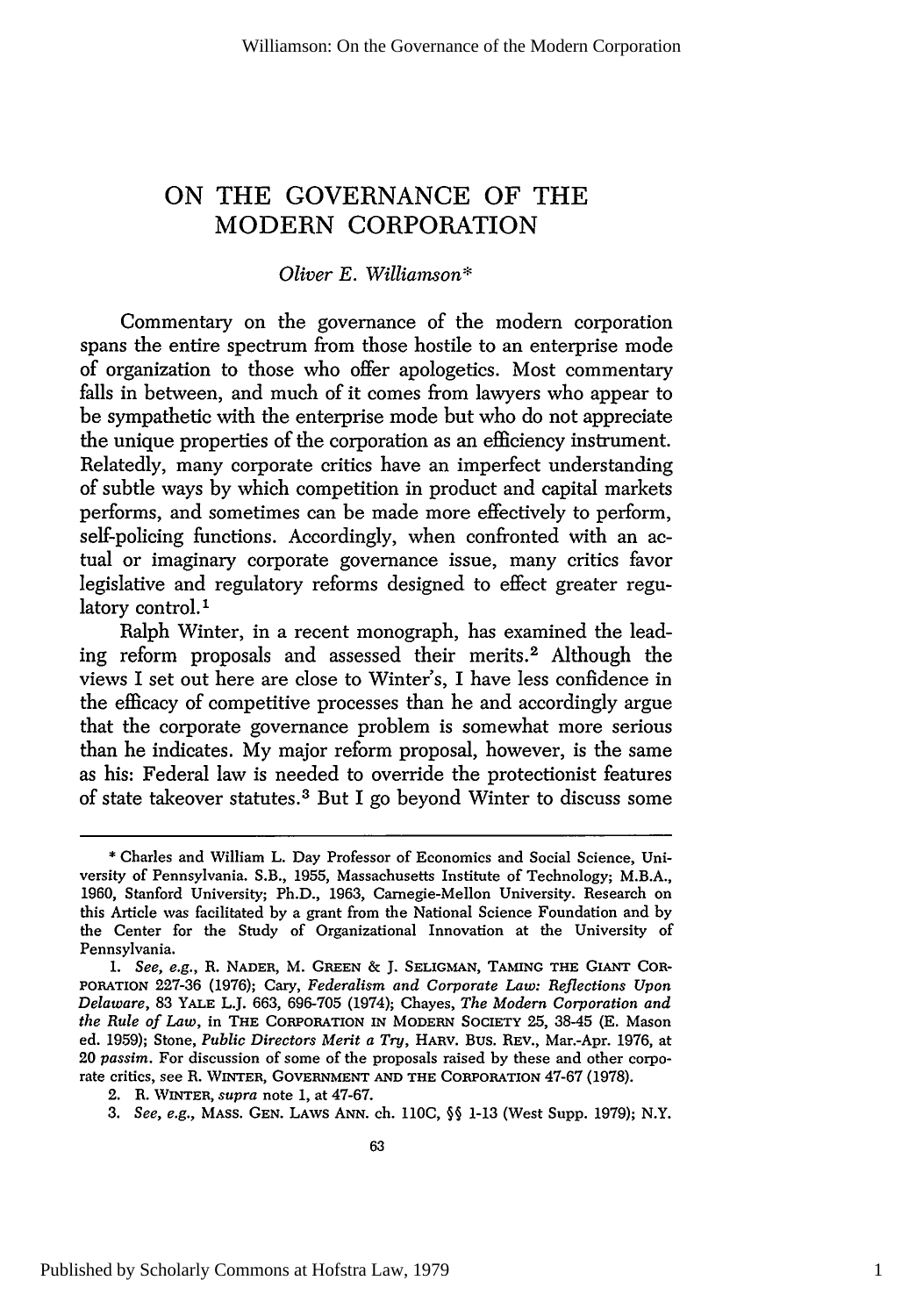# ON THE GOVERNANCE OF THE MODERN CORPORATION

*Oliver E. Williamson**

Commentary on the governance of the modern corporation spans the entire spectrum from those hostile to an enterprise mode of organization to those who offer apologetics. Most commentary falls in between, and much of it comes from lawyers who appear to be sympathetic with the enterprise mode but who do not appreciate the unique properties of the corporation as an efficiency instrument. Relatedly, many corporate critics have an imperfect understanding of subtle ways by which competition in product and capital markets performs, and sometimes can be made more effectively to perform, self-policing functions. Accordingly, when confronted with an actual or imaginary corporate governance issue, many critics favor legislative and regulatory reforms designed to effect greater regulatory control.[1]

Ralph Winter, in a recent monograph, has examined the leading reform proposals and assessed their merits.[2] Although the views I set out here are close to Winter's, I have less confidence in the efficacy of competitive processes than he and accordingly argue that the corporate governance problem is somewhat more serious than he indicates. My major reform proposal, however, is the same as his: Federal law is needed to override the protectionist features of state takeover statutes.[3] But I go beyond Winter to discuss some

---

\* Charles and William L. Day Professor of Economics and Social Science, University of Pennsylvania. S.B., 1955, Massachusetts Institute of Technology; M.B.A., 1960, Stanford University; Ph.D., 1963, Carnegie-Mellon University. Research on this Article was facilitated by a grant from the National Science Foundation and by the Center for the Study of Organizational Innovation at the University of Pennsylvania.

1. *See, e.g.*, R. NADER, M. GREEN & J. SELIGMAN, TAMING THE GIANT CORPORATION 227-36 (1976); Cary, *Federalism and Corporate Law: Reflections Upon Delaware*, 83 YALE L.J. 663, 696-705 (1974); Chayes, *The Modern Corporation and the Rule of Law*, in THE CORPORATION IN MODERN SOCIETY 25, 38-45 (E. Mason ed. 1959); Stone, *Public Directors Merit a Try*, HARV. BUS. REV., Mar.-Apr. 1976, at 20 *passim*. For discussion of some of the proposals raised by these and other corporate critics, see R. WINTER, GOVERNMENT AND THE CORPORATION 47-67 (1978).

2. R. WINTER, *supra* note 1, at 47-67.

3. *See, e.g.*, MASS. GEN. LAWS ANN. ch. 110C, §§ 1-13 (West Supp. 1979); N.Y.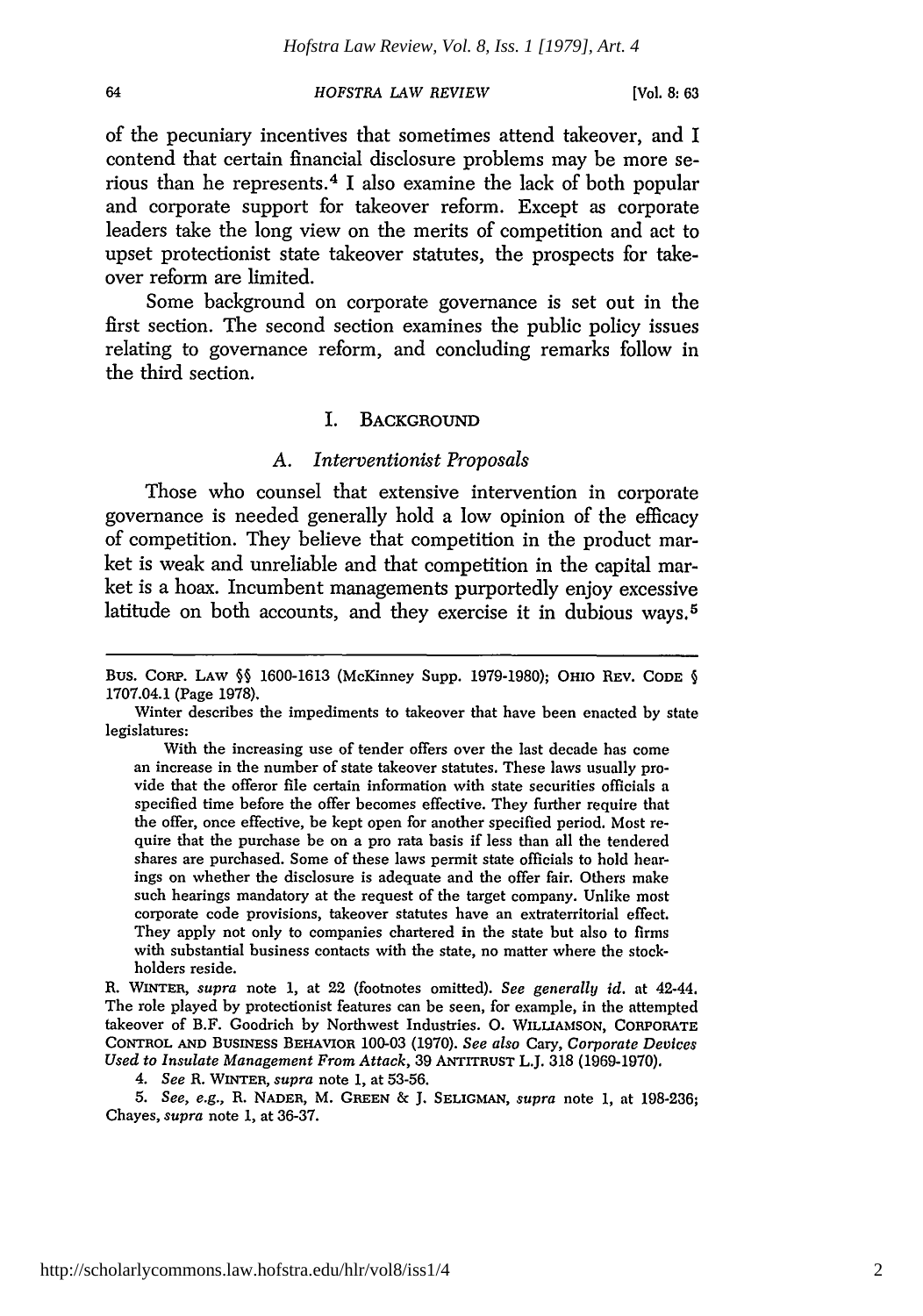of the pecuniary incentives that sometimes attend takeover, and I contend that certain financial disclosure problems may be more serious than he represents.[4] I also examine the lack of both popular and corporate support for takeover reform. Except as corporate leaders take the long view on the merits of competition and act to upset protectionist state takeover statutes, the prospects for takeover reform are limited.

Some background on corporate governance is set out in the first section. The second section examines the public policy issues relating to governance reform, and concluding remarks follow in the third section.

## I. BACKGROUND

### A. *Interventionist Proposals*

Those who counsel that extensive intervention in corporate governance is needed generally hold a low opinion of the efficacy of competition. They believe that competition in the product market is weak and unreliable and that competition in the capital market is a hoax. Incumbent managements purportedly enjoy excessive latitude on both accounts, and they exercise it in dubious ways.[5]

---

BUS. CORP. LAW §§ 1600-1613 (McKinney Supp. 1979-1980); OHIO REV. CODE § 1707.04.1 (Page 1978).

Winter describes the impediments to takeover that have been enacted by state legislatures:

> With the increasing use of tender offers over the last decade has come an increase in the number of state takeover statutes. These laws usually provide that the offeror file certain information with state securities officials a specified time before the offer becomes effective. They further require that the offer, once effective, be kept open for another specified period. Most require that the purchase be on a pro rata basis if less than all the tendered shares are purchased. Some of these laws permit state officials to hold hearings on whether the disclosure is adequate and the offer fair. Others make such hearings mandatory at the request of the target company. Unlike most corporate code provisions, takeover statutes have an extraterritorial effect. They apply not only to companies chartered in the state but also to firms with substantial business contacts with the state, no matter where the stockholders reside.

R. WINTER, *supra* note 1, at 22 (footnotes omitted). *See generally id.* at 42-44. The role played by protectionist features can be seen, for example, in the attempted takeover of B.F. Goodrich by Northwest Industries. O. WILLIAMSON, CORPORATE CONTROL AND BUSINESS BEHAVIOR 100-03 (1970). *See also* Cary, *Corporate Devices Used to Insulate Management From Attack*, 39 ANTITRUST L.J. 318 (1969-1970).

4. *See* R. WINTER, *supra* note 1, at 53-56.

5. *See, e.g.*, R. NADER, M. GREEN & J. SELIGMAN, *supra* note 1, at 198-236; Chayes, *supra* note 1, at 36-37.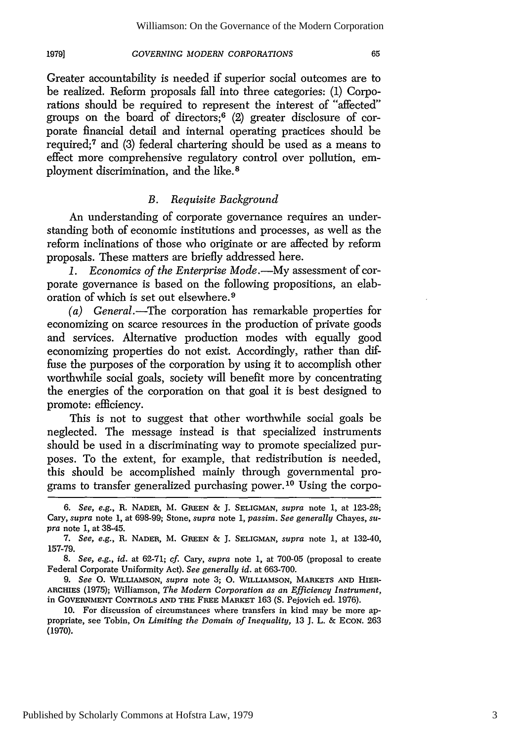Greater accountability is needed if superior social outcomes are to be realized. Reform proposals fall into three categories: (1) Corporations should be required to represent the interest of "affected" groups on the board of directors;[6] (2) greater disclosure of corporate financial detail and internal operating practices should be required;[7] and (3) federal chartering should be used as a means to effect more comprehensive regulatory control over pollution, employment discrimination, and the like.[8]

### *B. Requisite Background*

An understanding of corporate governance requires an understanding both of economic institutions and processes, as well as the reform inclinations of those who originate or are affected by reform proposals. These matters are briefly addressed here.

*1. Economics of the Enterprise Mode.*—My assessment of corporate governance is based on the following propositions, an elaboration of which is set out elsewhere.[9]

*(a) General.*—The corporation has remarkable properties for economizing on scarce resources in the production of private goods and services. Alternative production modes with equally good economizing properties do not exist. Accordingly, rather than diffuse the purposes of the corporation by using it to accomplish other worthwhile social goals, society will benefit more by concentrating the energies of the corporation on that goal it is best designed to promote: efficiency.

This is not to suggest that other worthwhile social goals be neglected. The message instead is that specialized instruments should be used in a discriminating way to promote specialized purposes. To the extent, for example, that redistribution is needed, this should be accomplished mainly through governmental programs to transfer generalized purchasing power.[10] Using the corpo-

---

6. *See, e.g.*, R. NADER, M. GREEN & J. SELIGMAN, *supra* note 1, at 123-28; Cary, *supra* note 1, at 698-99; Stone, *supra* note 1, *passim*. *See generally* Chayes, *supra* note 1, at 38-45.

7. *See, e.g.*, R. NADER, M. GREEN & J. SELIGMAN, *supra* note 1, at 132-40, 157-79.

8. *See, e.g.*, *id.* at 62-71; *cf.* Cary, *supra* note 1, at 700-05 (proposal to create Federal Corporate Uniformity Act). *See generally id.* at 663-700.

9. *See* O. WILLIAMSON, *supra* note 3; O. WILLIAMSON, MARKETS AND HIERARCHIES (1975); Williamson, *The Modern Corporation as an Efficiency Instrument*, in GOVERNMENT CONTROLS AND THE FREE MARKET 163 (S. Pejovich ed. 1976).

10. For discussion of circumstances where transfers in kind may be more appropriate, see Tobin, *On Limiting the Domain of Inequality*, 13 J. L. & ECON. 263 (1970).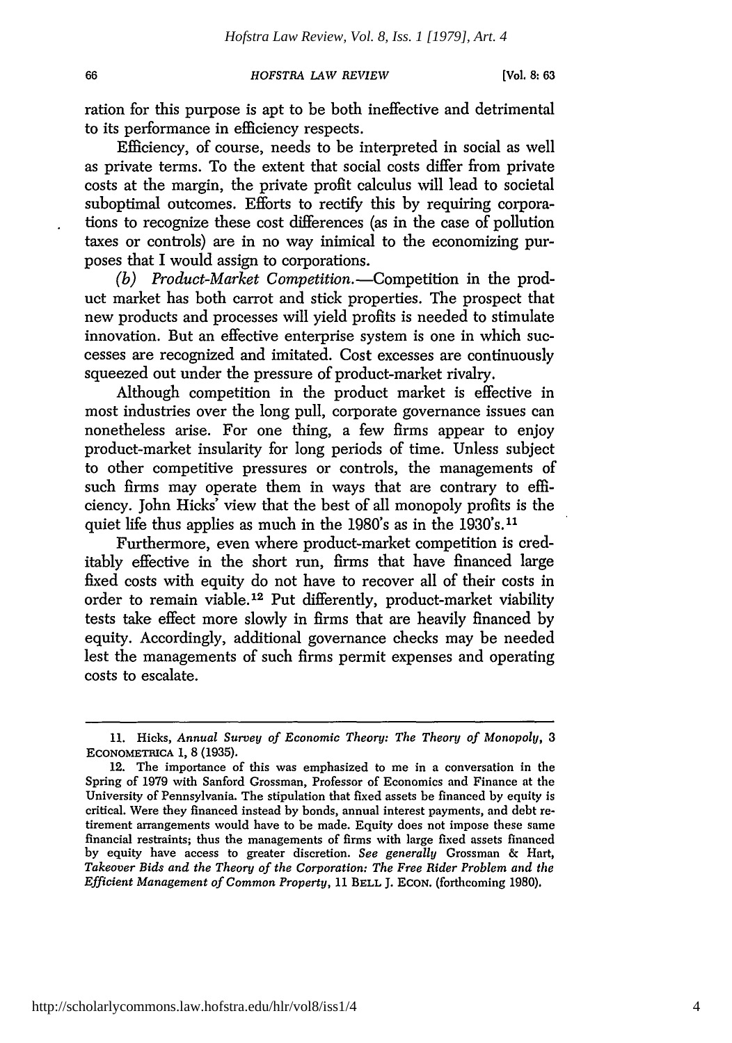ration for this purpose is apt to be both ineffective and detrimental to its performance in efficiency respects.

Efficiency, of course, needs to be interpreted in social as well as private terms. To the extent that social costs differ from private costs at the margin, the private profit calculus will lead to societal suboptimal outcomes. Efforts to rectify this by requiring corporations to recognize these cost differences (as in the case of pollution taxes or controls) are in no way inimical to the economizing purposes that I would assign to corporations.

*(b) Product-Market Competition.*—Competition in the product market has both carrot and stick properties. The prospect that new products and processes will yield profits is needed to stimulate innovation. But an effective enterprise system is one in which successes are recognized and imitated. Cost excesses are continuously squeezed out under the pressure of product-market rivalry.

Although competition in the product market is effective in most industries over the long pull, corporate governance issues can nonetheless arise. For one thing, a few firms appear to enjoy product-market insularity for long periods of time. Unless subject to other competitive pressures or controls, the managements of such firms may operate them in ways that are contrary to efficiency. John Hicks' view that the best of all monopoly profits is the quiet life thus applies as much in the 1980's as in the 1930's.[11]

Furthermore, even where product-market competition is creditably effective in the short run, firms that have financed large fixed costs with equity do not have to recover all of their costs in order to remain viable.[12] Put differently, product-market viability tests take effect more slowly in firms that are heavily financed by equity. Accordingly, additional governance checks may be needed lest the managements of such firms permit expenses and operating costs to escalate.

---

11. Hicks, *Annual Survey of Economic Theory: The Theory of Monopoly*, 3 ECONOMETRICA 1, 8 (1935).

12. The importance of this was emphasized to me in a conversation in the Spring of 1979 with Sanford Grossman, Professor of Economics and Finance at the University of Pennsylvania. The stipulation that fixed assets be financed by equity is critical. Were they financed instead by bonds, annual interest payments, and debt retirement arrangements would have to be made. Equity does not impose these same financial restraints; thus the managements of firms with large fixed assets financed by equity have access to greater discretion. *See generally* Grossman & Hart, *Takeover Bids and the Theory of the Corporation: The Free Rider Problem and the Efficient Management of Common Property*, 11 BELL J. ECON. (forthcoming 1980).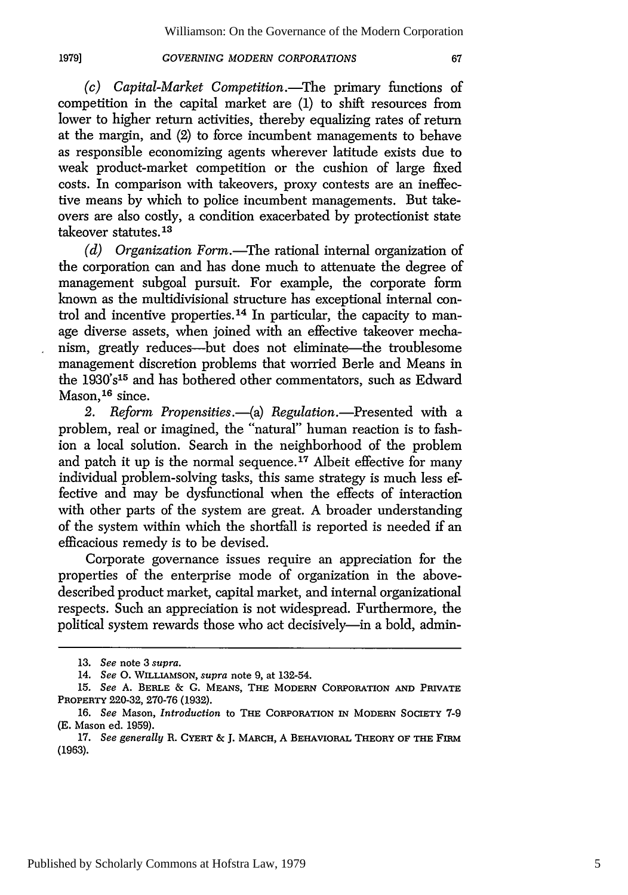*(c) Capital-Market Competition.*—The primary functions of competition in the capital market are (1) to shift resources from lower to higher return activities, thereby equalizing rates of return at the margin, and (2) to force incumbent managements to behave as responsible economizing agents wherever latitude exists due to weak product-market competition or the cushion of large fixed costs. In comparison with takeovers, proxy contests are an ineffective means by which to police incumbent managements. But takeovers are also costly, a condition exacerbated by protectionist state takeover statutes.[13]

*(d) Organization Form.*—The rational internal organization of the corporation can and has done much to attenuate the degree of management subgoal pursuit. For example, the corporate form known as the multidivisional structure has exceptional internal control and incentive properties.[14] In particular, the capacity to manage diverse assets, when joined with an effective takeover mechanism, greatly reduces—but does not eliminate—the troublesome management discretion problems that worried Berle and Means in the 1930's[15] and has bothered other commentators, such as Edward Mason,[16] since.

2. *Reform Propensities.*—(a) *Regulation.*—Presented with a problem, real or imagined, the "natural" human reaction is to fashion a local solution. Search in the neighborhood of the problem and patch it up is the normal sequence.[17] Albeit effective for many individual problem-solving tasks, this same strategy is much less effective and may be dysfunctional when the effects of interaction with other parts of the system are great. A broader understanding of the system within which the shortfall is reported is needed if an efficacious remedy is to be devised.

Corporate governance issues require an appreciation for the properties of the enterprise mode of organization in the above-described product market, capital market, and internal organizational respects. Such an appreciation is not widespread. Furthermore, the political system rewards those who act decisively—in a bold, admin-

---

13. *See* note 3 *supra*.

14. *See* O. WILLIAMSON, *supra* note 9, at 132-54.

15. *See* A. BERLE & G. MEANS, THE MODERN CORPORATION AND PRIVATE PROPERTY 220-32, 270-76 (1932).

16. *See* Mason, *Introduction* to THE CORPORATION IN MODERN SOCIETY 7-9 (E. Mason ed. 1959).

17. *See generally* R. CYERT & J. MARCH, A BEHAVIORAL THEORY OF THE FIRM (1963).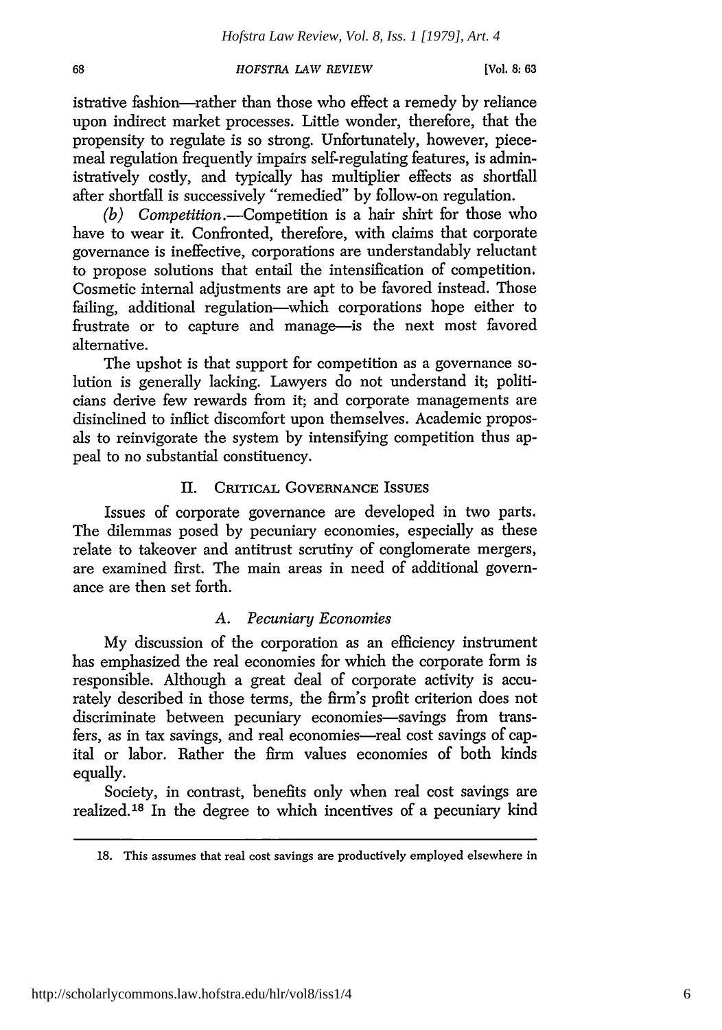istrative fashion—rather than those who effect a remedy by reliance upon indirect market processes. Little wonder, therefore, that the propensity to regulate is so strong. Unfortunately, however, piecemeal regulation frequently impairs self-regulating features, is administratively costly, and typically has multiplier effects as shortfall after shortfall is successively "remedied" by follow-on regulation.

*(b) Competition.*—Competition is a hair shirt for those who have to wear it. Confronted, therefore, with claims that corporate governance is ineffective, corporations are understandably reluctant to propose solutions that entail the intensification of competition. Cosmetic internal adjustments are apt to be favored instead. Those failing, additional regulation—which corporations hope either to frustrate or to capture and manage—is the next most favored alternative.

The upshot is that support for competition as a governance solution is generally lacking. Lawyers do not understand it; politicians derive few rewards from it; and corporate managements are disinclined to inflict discomfort upon themselves. Academic proposals to reinvigorate the system by intensifying competition thus appeal to no substantial constituency.

## II. Critical Governance Issues

Issues of corporate governance are developed in two parts. The dilemmas posed by pecuniary economies, especially as these relate to takeover and antitrust scrutiny of conglomerate mergers, are examined first. The main areas in need of additional governance are then set forth.

### A. *Pecuniary Economies*

My discussion of the corporation as an efficiency instrument has emphasized the real economies for which the corporate form is responsible. Although a great deal of corporate activity is accurately described in those terms, the firm's profit criterion does not discriminate between pecuniary economies—savings from transfers, as in tax savings, and real economies—real cost savings of capital or labor. Rather the firm values economies of both kinds equally.

Society, in contrast, benefits only when real cost savings are realized.[18] In the degree to which incentives of a pecuniary kind

---

18. This assumes that real cost savings are productively employed elsewhere in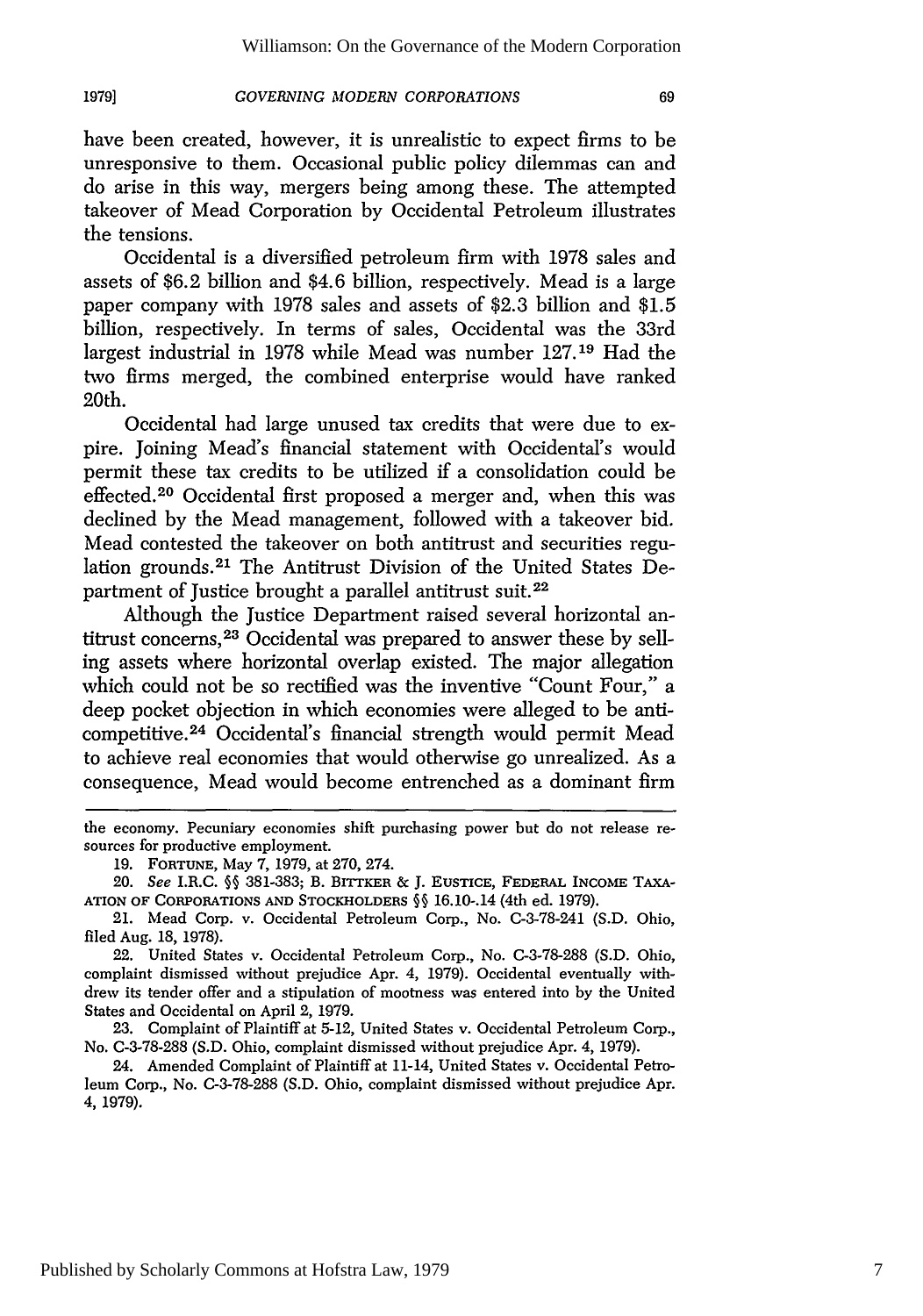have been created, however, it is unrealistic to expect firms to be unresponsive to them. Occasional public policy dilemmas can and do arise in this way, mergers being among these. The attempted takeover of Mead Corporation by Occidental Petroleum illustrates the tensions.

Occidental is a diversified petroleum firm with 1978 sales and assets of $6.2 billion and $4.6 billion, respectively. Mead is a large paper company with 1978 sales and assets of $2.3 billion and $1.5 billion, respectively. In terms of sales, Occidental was the 33rd largest industrial in 1978 while Mead was number 127.[19] Had the two firms merged, the combined enterprise would have ranked 20th.

Occidental had large unused tax credits that were due to expire. Joining Mead's financial statement with Occidental's would permit these tax credits to be utilized if a consolidation could be effected.[20] Occidental first proposed a merger and, when this was declined by the Mead management, followed with a takeover bid. Mead contested the takeover on both antitrust and securities regulation grounds.[21] The Antitrust Division of the United States Department of Justice brought a parallel antitrust suit.[22]

Although the Justice Department raised several horizontal antitrust concerns,[23] Occidental was prepared to answer these by selling assets where horizontal overlap existed. The major allegation which could not be so rectified was the inventive "Count Four," a deep pocket objection in which economies were alleged to be anticompetitive.[24] Occidental's financial strength would permit Mead to achieve real economies that would otherwise go unrealized. As a consequence, Mead would become entrenched as a dominant firm

---

the economy. Pecuniary economies shift purchasing power but do not release resources for productive employment.

19. FORTUNE, May 7, 1979, at 270, 274.

20. *See* I.R.C. §§ 381-383; B. BITTKER & J. EUSTICE, FEDERAL INCOME TAXATION OF CORPORATIONS AND STOCKHOLDERS §§ 16.10-.14 (4th ed. 1979).

21. Mead Corp. v. Occidental Petroleum Corp., No. C-3-78-241 (S.D. Ohio, filed Aug. 18, 1978).

22. United States v. Occidental Petroleum Corp., No. C-3-78-288 (S.D. Ohio, complaint dismissed without prejudice Apr. 4, 1979). Occidental eventually withdrew its tender offer and a stipulation of mootness was entered into by the United States and Occidental on April 2, 1979.

23. Complaint of Plaintiff at 5-12, United States v. Occidental Petroleum Corp., No. C-3-78-288 (S.D. Ohio, complaint dismissed without prejudice Apr. 4, 1979).

24. Amended Complaint of Plaintiff at 11-14, United States v. Occidental Petroleum Corp., No. C-3-78-288 (S.D. Ohio, complaint dismissed without prejudice Apr. 4, 1979).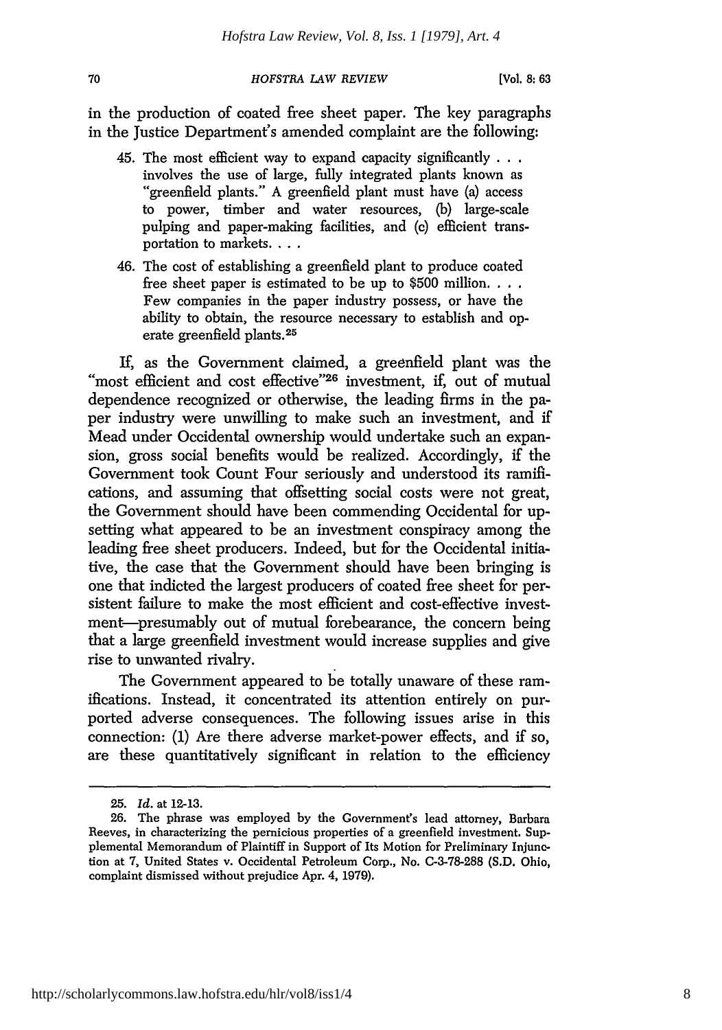in the production of coated free sheet paper. The key paragraphs in the Justice Department's amended complaint are the following:

> 45. The most efficient way to expand capacity significantly . . . involves the use of large, fully integrated plants known as "greenfield plants." A greenfield plant must have (a) access to power, timber and water resources, (b) large-scale pulping and paper-making facilities, and (c) efficient transportation to markets. . . .
>
> 46. The cost of establishing a greenfield plant to produce coated free sheet paper is estimated to be up to $500 million. . . . Few companies in the paper industry possess, or have the ability to obtain, the resource necessary to establish and operate greenfield plants.[25]

If, as the Government claimed, a greenfield plant was the "most efficient and cost effective"[26] investment, if, out of mutual dependence recognized or otherwise, the leading firms in the paper industry were unwilling to make such an investment, and if Mead under Occidental ownership would undertake such an expansion, gross social benefits would be realized. Accordingly, if the Government took Count Four seriously and understood its ramifications, and assuming that offsetting social costs were not great, the Government should have been commending Occidental for upsetting what appeared to be an investment conspiracy among the leading free sheet producers. Indeed, but for the Occidental initiative, the case that the Government should have been bringing is one that indicted the largest producers of coated free sheet for persistent failure to make the most efficient and cost-effective investment—presumably out of mutual forebearance, the concern being that a large greenfield investment would increase supplies and give rise to unwanted rivalry.

The Government appeared to be totally unaware of these ramifications. Instead, it concentrated its attention entirely on purported adverse consequences. The following issues arise in this connection: (1) Are there adverse market-power effects, and if so, are these quantitatively significant in relation to the efficiency

---

25. *Id.* at 12-13.

26. The phrase was employed by the Government's lead attorney, Barbara Reeves, in characterizing the pernicious properties of a greenfield investment. Supplemental Memorandum of Plaintiff in Support of Its Motion for Preliminary Injunction at 7, United States v. Occidental Petroleum Corp., No. C-3-78-288 (S.D. Ohio, complaint dismissed without prejudice Apr. 4, 1979).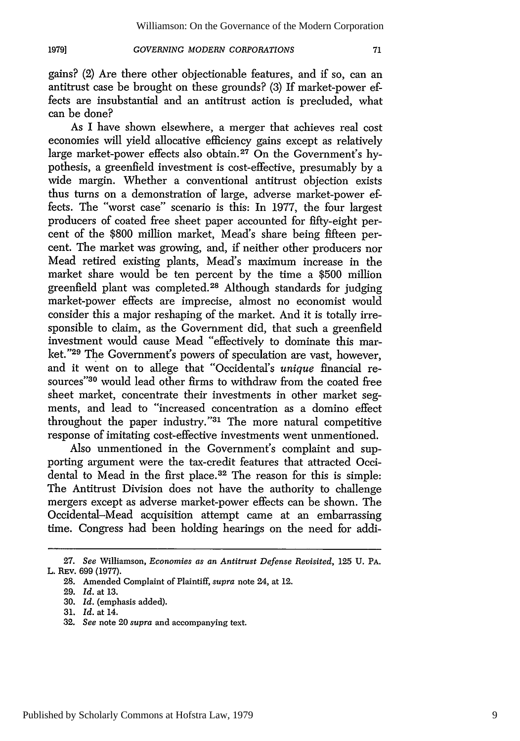gains? (2) Are there other objectionable features, and if so, can an antitrust case be brought on these grounds? (3) If market-power effects are insubstantial and an antitrust action is precluded, what can be done?

As I have shown elsewhere, a merger that achieves real cost economies will yield allocative efficiency gains except as relatively large market-power effects also obtain.[27] On the Government's hypothesis, a greenfield investment is cost-effective, presumably by a wide margin. Whether a conventional antitrust objection exists thus turns on a demonstration of large, adverse market-power effects. The "worst case" scenario is this: In 1977, the four largest producers of coated free sheet paper accounted for fifty-eight percent of the $800 million market, Mead's share being fifteen percent. The market was growing, and, if neither other producers nor Mead retired existing plants, Mead's maximum increase in the market share would be ten percent by the time a $500 million greenfield plant was completed.[28] Although standards for judging market-power effects are imprecise, almost no economist would consider this a major reshaping of the market. And it is totally irresponsible to claim, as the Government did, that such a greenfield investment would cause Mead "effectively to dominate this market."[29] The Government's powers of speculation are vast, however, and it went on to allege that "Occidental's *unique* financial resources"[30] would lead other firms to withdraw from the coated free sheet market, concentrate their investments in other market segments, and lead to "increased concentration as a domino effect throughout the paper industry."[31] The more natural competitive response of imitating cost-effective investments went unmentioned.

Also unmentioned in the Government's complaint and supporting argument were the tax-credit features that attracted Occidental to Mead in the first place.[32] The reason for this is simple: The Antitrust Division does not have the authority to challenge mergers except as adverse market-power effects can be shown. The Occidental–Mead acquisition attempt came at an embarrassing time. Congress had been holding hearings on the need for addi-

---

27. *See* Williamson, *Economies as an Antitrust Defense Revisited*, 125 U. PA. L. REV. 699 (1977).

28. Amended Complaint of Plaintiff, *supra* note 24, at 12.

29. *Id.* at 13.

30. *Id.* (emphasis added).

31. *Id.* at 14.

32. *See* note 20 *supra* and accompanying text.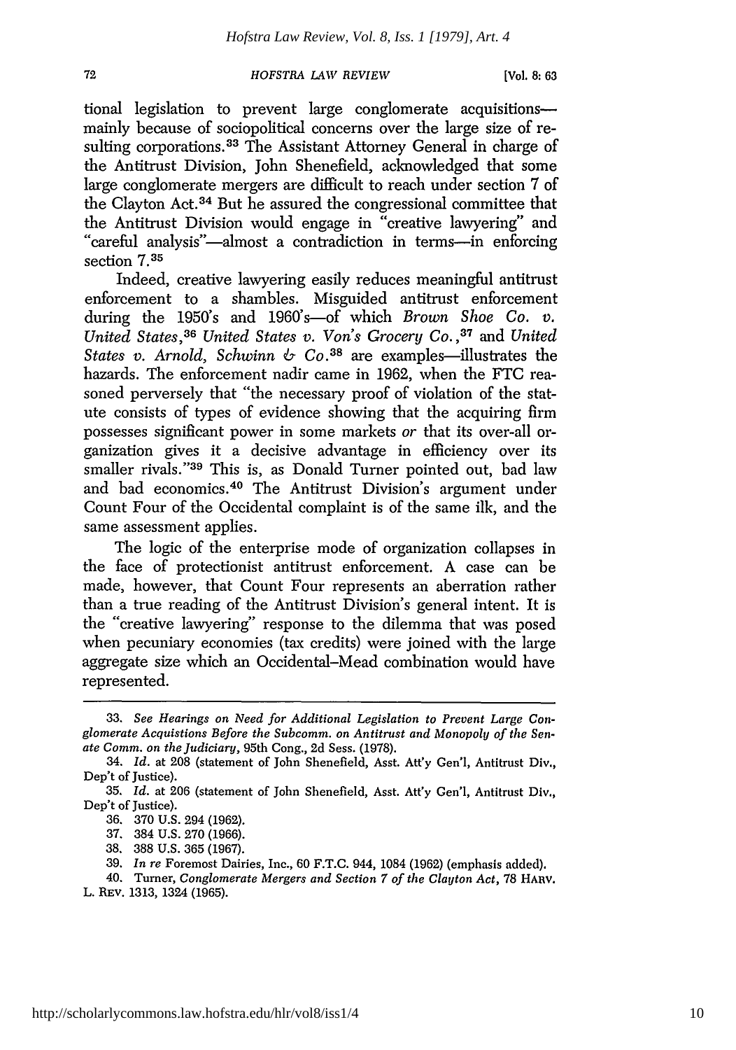tional legislation to prevent large conglomerate acquisitions—mainly because of sociopolitical concerns over the large size of resulting corporations.[33] The Assistant Attorney General in charge of the Antitrust Division, John Shenefield, acknowledged that some large conglomerate mergers are difficult to reach under section 7 of the Clayton Act.[34] But he assured the congressional committee that the Antitrust Division would engage in "creative lawyering" and "careful analysis"—almost a contradiction in terms—in enforcing section 7.[35]

Indeed, creative lawyering easily reduces meaningful antitrust enforcement to a shambles. Misguided antitrust enforcement during the 1950's and 1960's—of which *Brown Shoe Co. v. United States*,[36] *United States v. Von's Grocery Co.*,[37] and *United States v. Arnold, Schwinn & Co.*[38] are examples—illustrates the hazards. The enforcement nadir came in 1962, when the FTC reasoned perversely that "the necessary proof of violation of the statute consists of types of evidence showing that the acquiring firm possesses significant power in some markets *or* that its over-all organization gives it a decisive advantage in efficiency over its smaller rivals."[39] This is, as Donald Turner pointed out, bad law and bad economics.[40] The Antitrust Division's argument under Count Four of the Occidental complaint is of the same ilk, and the same assessment applies.

The logic of the enterprise mode of organization collapses in the face of protectionist antitrust enforcement. A case can be made, however, that Count Four represents an aberration rather than a true reading of the Antitrust Division's general intent. It is the "creative lawyering" response to the dilemma that was posed when pecuniary economies (tax credits) were joined with the large aggregate size which an Occidental-Mead combination would have represented.

---

33. *See Hearings on Need for Additional Legislation to Prevent Large Conglomerate Acquistions Before the Subcomm. on Antitrust and Monopoly of the Senate Comm. on the Judiciary*, 95th Cong., 2d Sess. (1978).

34. *Id.* at 208 (statement of John Shenefield, Asst. Att'y Gen'l, Antitrust Div., Dep't of Justice).

35. *Id.* at 206 (statement of John Shenefield, Asst. Att'y Gen'l, Antitrust Div., Dep't of Justice).

36. 370 U.S. 294 (1962).

37. 384 U.S. 270 (1966).

38. 388 U.S. 365 (1967).

39. *In re* Foremost Dairies, Inc., 60 F.T.C. 944, 1084 (1962) (emphasis added).

40. Turner, *Conglomerate Mergers and Section 7 of the Clayton Act*, 78 HARV. L. REV. 1313, 1324 (1965).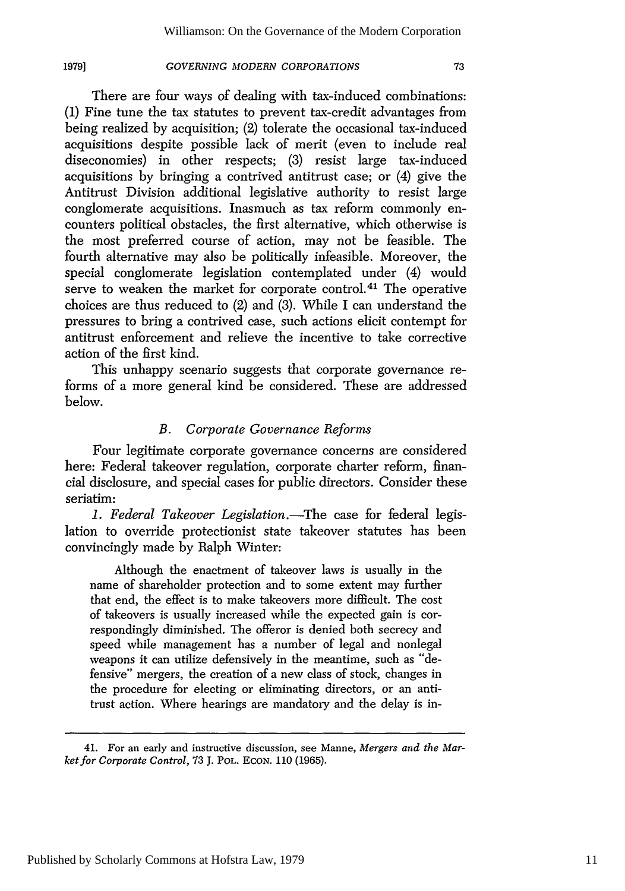There are four ways of dealing with tax-induced combinations: (1) Fine tune the tax statutes to prevent tax-credit advantages from being realized by acquisition; (2) tolerate the occasional tax-induced acquisitions despite possible lack of merit (even to include real diseconomies) in other respects; (3) resist large tax-induced acquisitions by bringing a contrived antitrust case; or (4) give the Antitrust Division additional legislative authority to resist large conglomerate acquisitions. Inasmuch as tax reform commonly encounters political obstacles, the first alternative, which otherwise is the most preferred course of action, may not be feasible. The fourth alternative may also be politically infeasible. Moreover, the special conglomerate legislation contemplated under (4) would serve to weaken the market for corporate control.[41] The operative choices are thus reduced to (2) and (3). While I can understand the pressures to bring a contrived case, such actions elicit contempt for antitrust enforcement and relieve the incentive to take corrective action of the first kind.

This unhappy scenario suggests that corporate governance reforms of a more general kind be considered. These are addressed below.

### *B. Corporate Governance Reforms*

Four legitimate corporate governance concerns are considered here: Federal takeover regulation, corporate charter reform, financial disclosure, and special cases for public directors. Consider these seriatim:

*1. Federal Takeover Legislation.*—The case for federal legislation to override protectionist state takeover statutes has been convincingly made by Ralph Winter:

> Although the enactment of takeover laws is usually in the name of shareholder protection and to some extent may further that end, the effect is to make takeovers more difficult. The cost of takeovers is usually increased while the expected gain is correspondingly diminished. The offeror is denied both secrecy and speed while management has a number of legal and nonlegal weapons it can utilize defensively in the meantime, such as "defensive" mergers, the creation of a new class of stock, changes in the procedure for electing or eliminating directors, or an antitrust action. Where hearings are mandatory and the delay is in-

---

41. For an early and instructive discussion, see Manne, *Mergers and the Market for Corporate Control*, 73 J. POL. ECON. 110 (1965).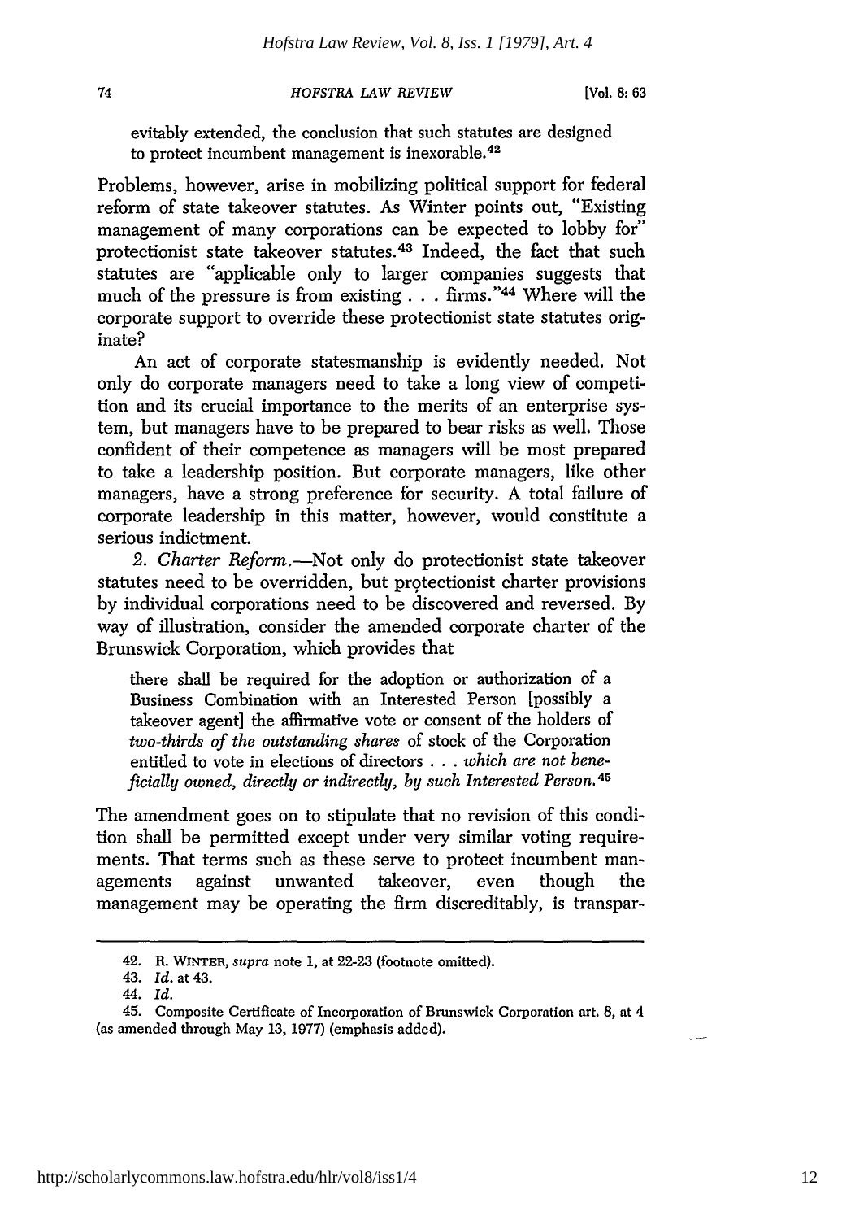evitably extended, the conclusion that such statutes are designed to protect incumbent management is inexorable.[42]

Problems, however, arise in mobilizing political support for federal reform of state takeover statutes. As Winter points out, "Existing management of many corporations can be expected to lobby for" protectionist state takeover statutes.[43] Indeed, the fact that such statutes are "applicable only to larger companies suggests that much of the pressure is from existing . . . firms."[44] Where will the corporate support to override these protectionist state statutes originate?

An act of corporate statesmanship is evidently needed. Not only do corporate managers need to take a long view of competition and its crucial importance to the merits of an enterprise system, but managers have to be prepared to bear risks as well. Those confident of their competence as managers will be most prepared to take a leadership position. But corporate managers, like other managers, have a strong preference for security. A total failure of corporate leadership in this matter, however, would constitute a serious indictment.

*2. Charter Reform.*—Not only do protectionist state takeover statutes need to be overridden, but protectionist charter provisions by individual corporations need to be discovered and reversed. By way of illustration, consider the amended corporate charter of the Brunswick Corporation, which provides that

> there shall be required for the adoption or authorization of a Business Combination with an Interested Person [possibly a takeover agent] the affirmative vote or consent of the holders of *two-thirds of the outstanding shares* of stock of the Corporation entitled to vote in elections of directors . . . *which are not beneficially owned, directly or indirectly, by such Interested Person.*[45]

The amendment goes on to stipulate that no revision of this condition shall be permitted except under very similar voting requirements. That terms such as these serve to protect incumbent managements against unwanted takeover, even though the management may be operating the firm discreditably, is transpar-

---

42. R. WINTER, *supra* note 1, at 22-23 (footnote omitted).

43. *Id.* at 43.

44. *Id.*

45. Composite Certificate of Incorporation of Brunswick Corporation art. 8, at 4 (as amended through May 13, 1977) (emphasis added).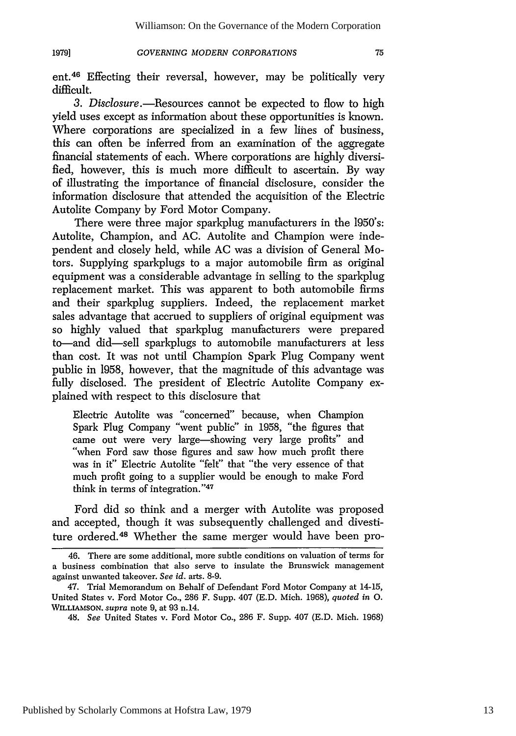ent.[46] Effecting their reversal, however, may be politically very difficult.

*3. Disclosure*.—Resources cannot be expected to flow to high yield uses except as information about these opportunities is known. Where corporations are specialized in a few lines of business, this can often be inferred from an examination of the aggregate financial statements of each. Where corporations are highly diversified, however, this is much more difficult to ascertain. By way of illustrating the importance of financial disclosure, consider the information disclosure that attended the acquisition of the Electric Autolite Company by Ford Motor Company.

There were three major sparkplug manufacturers in the 1950's: Autolite, Champion, and AC. Autolite and Champion were independent and closely held, while AC was a division of General Motors. Supplying sparkplugs to a major automobile firm as original equipment was a considerable advantage in selling to the sparkplug replacement market. This was apparent to both automobile firms and their sparkplug suppliers. Indeed, the replacement market sales advantage that accrued to suppliers of original equipment was so highly valued that sparkplug manufacturers were prepared to—and did—sell sparkplugs to automobile manufacturers at less than cost. It was not until Champion Spark Plug Company went public in 1958, however, that the magnitude of this advantage was fully disclosed. The president of Electric Autolite Company explained with respect to this disclosure that

> Electric Autolite was "concerned" because, when Champion Spark Plug Company "went public" in 1958, "the figures that came out were very large—showing very large profits" and "when Ford saw those figures and saw how much profit there was in it" Electric Autolite "felt" that "the very essence of that much profit going to a supplier would be enough to make Ford think in terms of integration."[47]

Ford did so think and a merger with Autolite was proposed and accepted, though it was subsequently challenged and divestiture ordered.[48] Whether the same merger would have been pro-

---

46. There are some additional, more subtle conditions on valuation of terms for a business combination that also serve to insulate the Brunswick management against unwanted takeover. *See id.* arts. 8-9.

47. Trial Memorandum on Behalf of Defendant Ford Motor Company at 14-15, United States v. Ford Motor Co., 286 F. Supp. 407 (E.D. Mich. 1968), *quoted in* O. WILLIAMSON. *supra* note 9, at 93 n.14.

48. *See* United States v. Ford Motor Co., 286 F. Supp. 407 (E.D. Mich. 1968)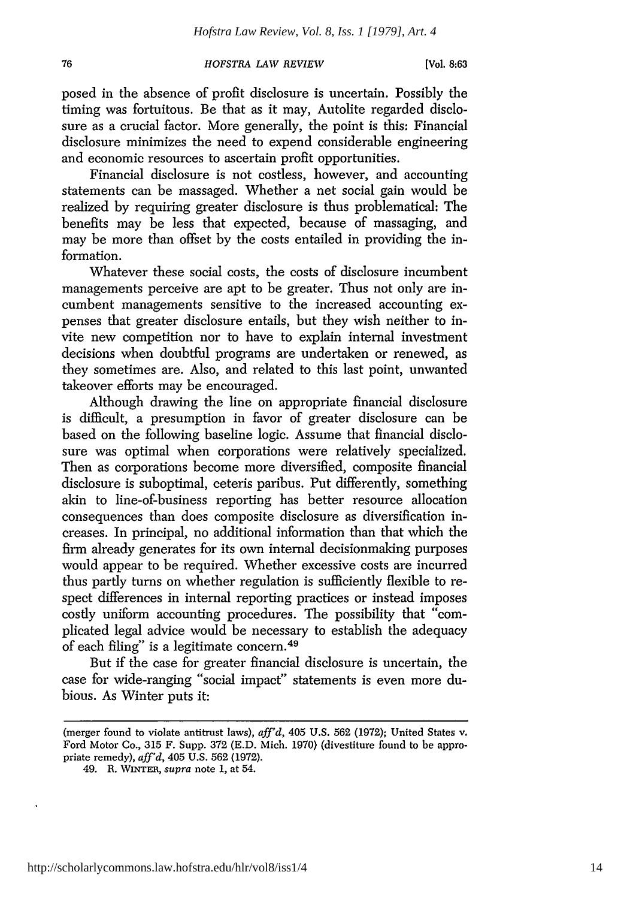posed in the absence of profit disclosure is uncertain. Possibly the timing was fortuitous. Be that as it may, Autolite regarded disclosure as a crucial factor. More generally, the point is this: Financial disclosure minimizes the need to expend considerable engineering and economic resources to ascertain profit opportunities.

Financial disclosure is not costless, however, and accounting statements can be massaged. Whether a net social gain would be realized by requiring greater disclosure is thus problematical: The benefits may be less that expected, because of massaging, and may be more than offset by the costs entailed in providing the information.

Whatever these social costs, the costs of disclosure incumbent managements perceive are apt to be greater. Thus not only are incumbent managements sensitive to the increased accounting expenses that greater disclosure entails, but they wish neither to invite new competition nor to have to explain internal investment decisions when doubtful programs are undertaken or renewed, as they sometimes are. Also, and related to this last point, unwanted takeover efforts may be encouraged.

Although drawing the line on appropriate financial disclosure is difficult, a presumption in favor of greater disclosure can be based on the following baseline logic. Assume that financial disclosure was optimal when corporations were relatively specialized. Then as corporations become more diversified, composite financial disclosure is suboptimal, ceteris paribus. Put differently, something akin to line-of-business reporting has better resource allocation consequences than does composite disclosure as diversification increases. In principal, no additional information than that which the firm already generates for its own internal decisionmaking purposes would appear to be required. Whether excessive costs are incurred thus partly turns on whether regulation is sufficiently flexible to respect differences in internal reporting practices or instead imposes costly uniform accounting procedures. The possibility that "complicated legal advice would be necessary to establish the adequacy of each filing" is a legitimate concern.[49]

But if the case for greater financial disclosure is uncertain, the case for wide-ranging "social impact" statements is even more dubious. As Winter puts it:

---

(merger found to violate antitrust laws), *aff'd*, 405 U.S. 562 (1972); United States v. Ford Motor Co., 315 F. Supp. 372 (E.D. Mich. 1970) (divestiture found to be appropriate remedy), *aff'd*, 405 U.S. 562 (1972).

49. R. WINTER, *supra* note 1, at 54.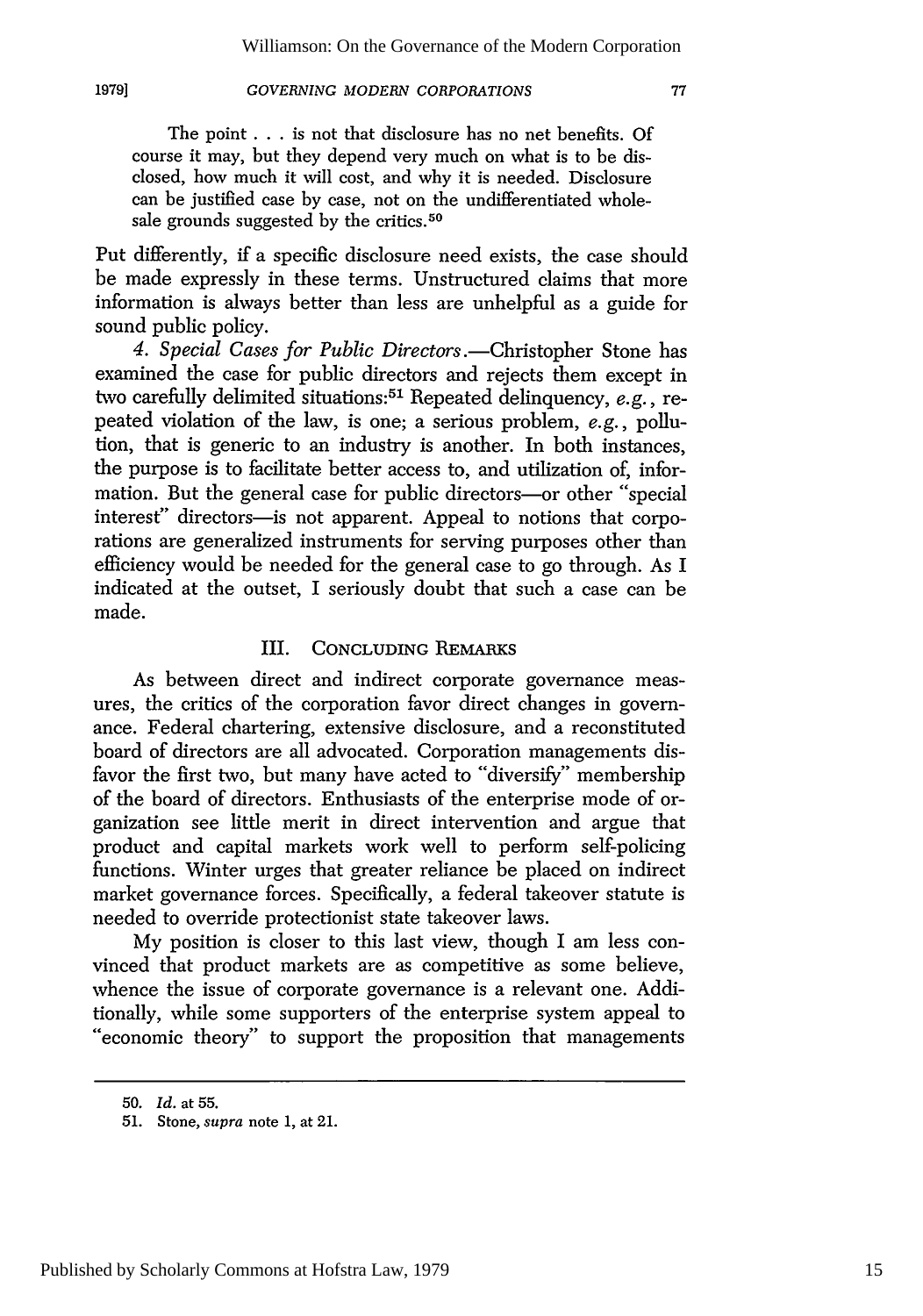> The point . . . is not that disclosure has no net benefits. Of course it may, but they depend very much on what is to be disclosed, how much it will cost, and why it is needed. Disclosure can be justified case by case, not on the undifferentiated wholesale grounds suggested by the critics.[50]

Put differently, if a specific disclosure need exists, the case should be made expressly in these terms. Unstructured claims that more information is always better than less are unhelpful as a guide for sound public policy.

*4. Special Cases for Public Directors*.—Christopher Stone has examined the case for public directors and rejects them except in two carefully delimited situations:[51] Repeated delinquency, *e.g.*, repeated violation of the law, is one; a serious problem, *e.g.*, pollution, that is generic to an industry is another. In both instances, the purpose is to facilitate better access to, and utilization of, information. But the general case for public directors—or other "special interest" directors—is not apparent. Appeal to notions that corporations are generalized instruments for serving purposes other than efficiency would be needed for the general case to go through. As I indicated at the outset, I seriously doubt that such a case can be made.

## III. CONCLUDING REMARKS

As between direct and indirect corporate governance measures, the critics of the corporation favor direct changes in governance. Federal chartering, extensive disclosure, and a reconstituted board of directors are all advocated. Corporation managements disfavor the first two, but many have acted to "diversify" membership of the board of directors. Enthusiasts of the enterprise mode of organization see little merit in direct intervention and argue that product and capital markets work well to perform self-policing functions. Winter urges that greater reliance be placed on indirect market governance forces. Specifically, a federal takeover statute is needed to override protectionist state takeover laws.

My position is closer to this last view, though I am less convinced that product markets are as competitive as some believe, whence the issue of corporate governance is a relevant one. Additionally, while some supporters of the enterprise system appeal to "economic theory" to support the proposition that managements

---

50. *Id.* at 55.

51. Stone, *supra* note 1, at 21.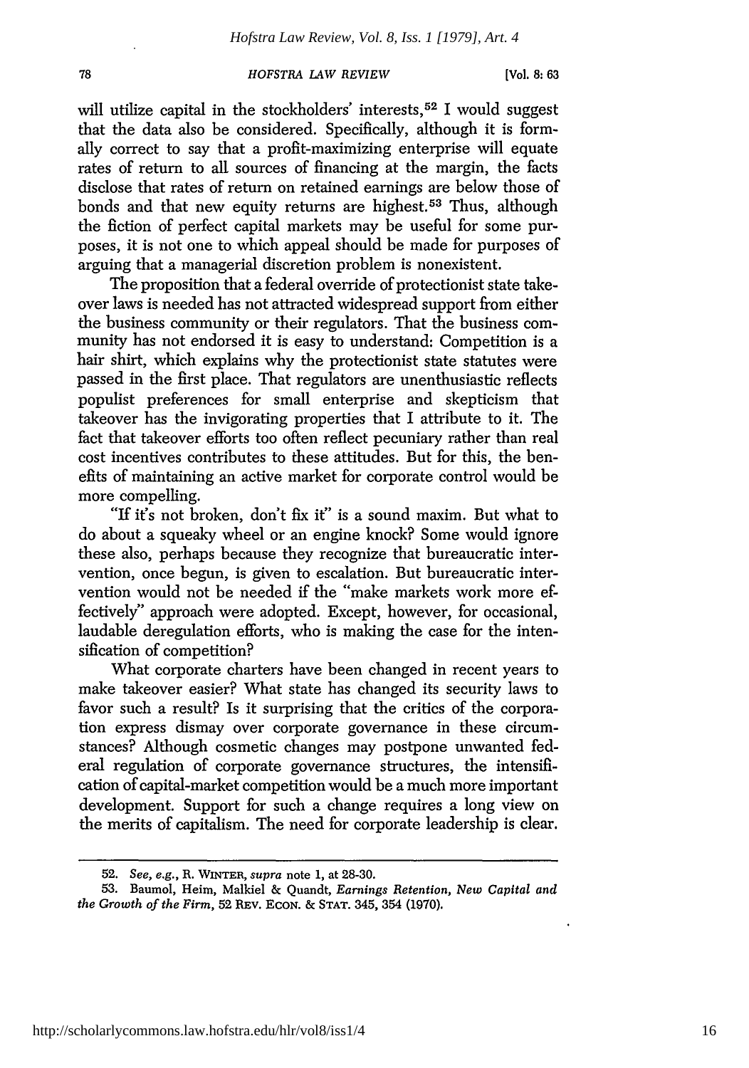will utilize capital in the stockholders' interests,[52] I would suggest that the data also be considered. Specifically, although it is formally correct to say that a profit-maximizing enterprise will equate rates of return to all sources of financing at the margin, the facts disclose that rates of return on retained earnings are below those of bonds and that new equity returns are highest.[53] Thus, although the fiction of perfect capital markets may be useful for some purposes, it is not one to which appeal should be made for purposes of arguing that a managerial discretion problem is nonexistent.

The proposition that a federal override of protectionist state takeover laws is needed has not attracted widespread support from either the business community or their regulators. That the business community has not endorsed it is easy to understand: Competition is a hair shirt, which explains why the protectionist state statutes were passed in the first place. That regulators are unenthusiastic reflects populist preferences for small enterprise and skepticism that takeover has the invigorating properties that I attribute to it. The fact that takeover efforts too often reflect pecuniary rather than real cost incentives contributes to these attitudes. But for this, the benefits of maintaining an active market for corporate control would be more compelling.

"If it's not broken, don't fix it" is a sound maxim. But what to do about a squeaky wheel or an engine knock? Some would ignore these also, perhaps because they recognize that bureaucratic intervention, once begun, is given to escalation. But bureaucratic intervention would not be needed if the "make markets work more effectively" approach were adopted. Except, however, for occasional, laudable deregulation efforts, who is making the case for the intensification of competition?

What corporate charters have been changed in recent years to make takeover easier? What state has changed its security laws to favor such a result? Is it surprising that the critics of the corporation express dismay over corporate governance in these circumstances? Although cosmetic changes may postpone unwanted federal regulation of corporate governance structures, the intensification of capital-market competition would be a much more important development. Support for such a change requires a long view on the merits of capitalism. The need for corporate leadership is clear.

---

52. *See, e.g.*, R. WINTER, *supra* note 1, at 28-30.

53. Baumol, Heim, Malkiel & Quandt, *Earnings Retention, New Capital and the Growth of the Firm*, 52 REV. ECON. & STAT. 345, 354 (1970).